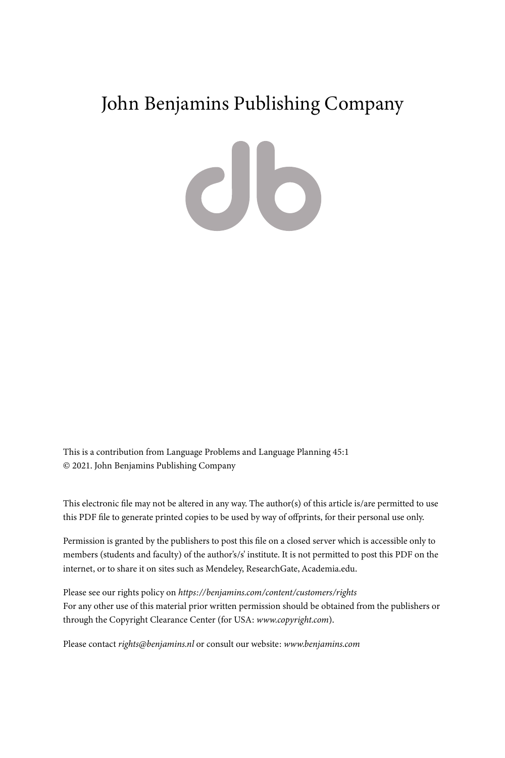# John Benjamins Publishing Company

This is a contribution from Language Problems and Language Planning 45:1
© 2021. John Benjamins Publishing Company

This electronic file may not be altered in any way. The author(s) of this article is/are permitted to use this PDF file to generate printed copies to be used by way of offprints, for their personal use only.

Permission is granted by the publishers to post this file on a closed server which is accessible only to members (students and faculty) of the author's/s' institute. It is not permitted to post this PDF on the internet, or to share it on sites such as Mendeley, ResearchGate, Academia.edu.

Please see our rights policy on *https://benjamins.com/content/customers/rights*
For any other use of this material prior written permission should be obtained from the publishers or through the Copyright Clearance Center (for USA: *www.copyright.com*).

Please contact *rights@benjamins.nl* or consult our website: *www.benjamins.com*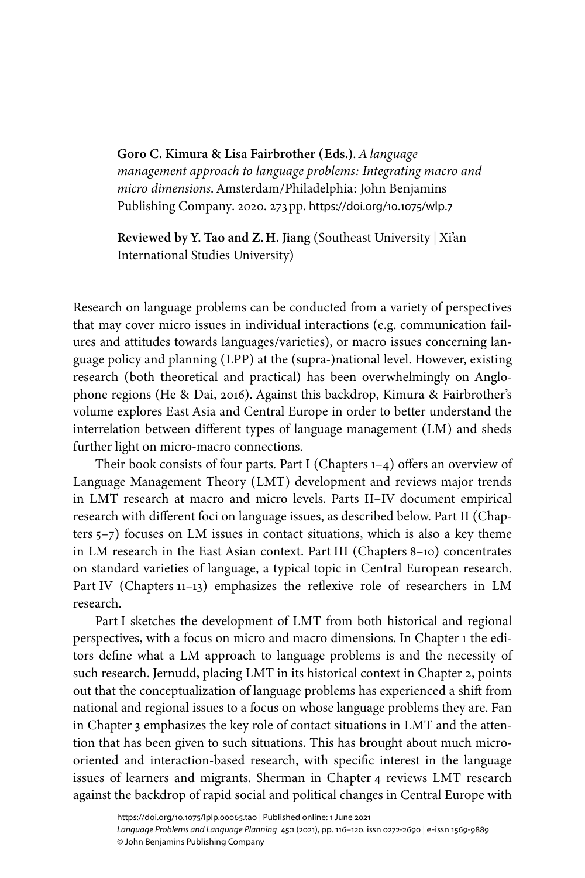**Goro C. Kimura & Lisa Fairbrother (Eds.).** *A language management approach to language problems: Integrating macro and micro dimensions*. Amsterdam/Philadelphia: John Benjamins Publishing Company. 2020. 273 pp. https://doi.org/10.1075/wlp.7

**Reviewed by Y. Tao and Z. H. Jiang** (Southeast University | Xi'an International Studies University)

Research on language problems can be conducted from a variety of perspectives that may cover micro issues in individual interactions (e.g. communication failures and attitudes towards languages/varieties), or macro issues concerning language policy and planning (LPP) at the (supra-)national level. However, existing research (both theoretical and practical) has been overwhelmingly on Anglophone regions (He & Dai, 2016). Against this backdrop, Kimura & Fairbrother's volume explores East Asia and Central Europe in order to better understand the interrelation between different types of language management (LM) and sheds further light on micro-macro connections.

Their book consists of four parts. Part I (Chapters 1–4) offers an overview of Language Management Theory (LMT) development and reviews major trends in LMT research at macro and micro levels. Parts II–IV document empirical research with different foci on language issues, as described below. Part II (Chapters 5–7) focuses on LM issues in contact situations, which is also a key theme in LM research in the East Asian context. Part III (Chapters 8–10) concentrates on standard varieties of language, a typical topic in Central European research. Part IV (Chapters 11–13) emphasizes the reflexive role of researchers in LM research.

Part I sketches the development of LMT from both historical and regional perspectives, with a focus on micro and macro dimensions. In Chapter 1 the editors define what a LM approach to language problems is and the necessity of such research. Jernudd, placing LMT in its historical context in Chapter 2, points out that the conceptualization of language problems has experienced a shift from national and regional issues to a focus on whose language problems they are. Fan in Chapter 3 emphasizes the key role of contact situations in LMT and the attention that has been given to such situations. This has brought about much micro-oriented and interaction-based research, with specific interest in the language issues of learners and migrants. Sherman in Chapter 4 reviews LMT research against the backdrop of rapid social and political changes in Central Europe with

https://doi.org/10.1075/lplp.00065.tao | Published online: 1 June 2021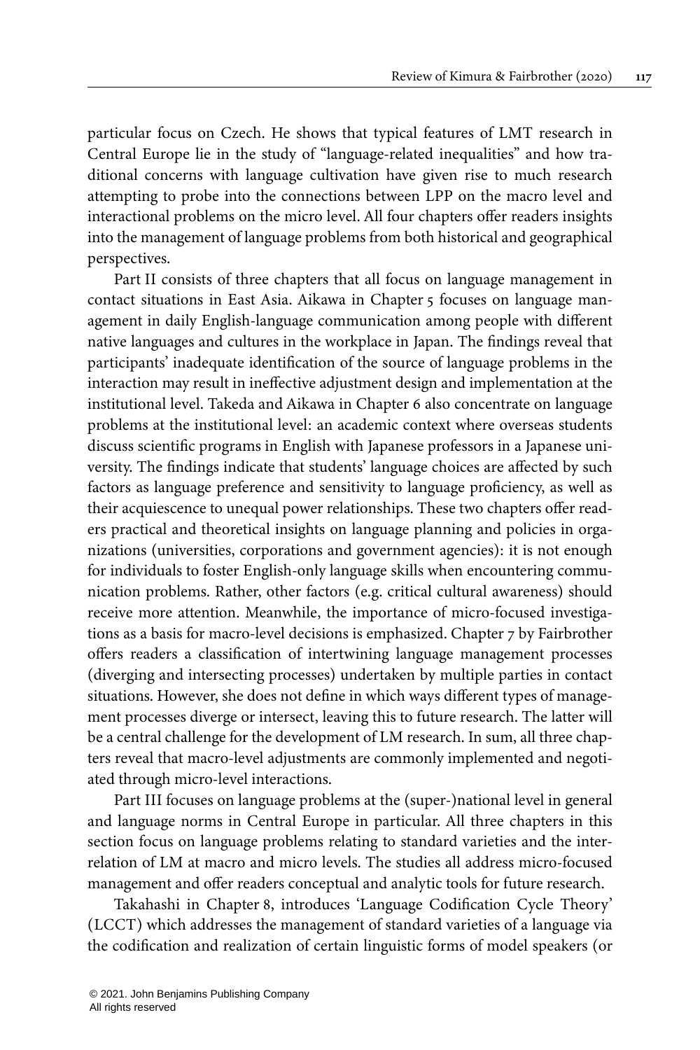particular focus on Czech. He shows that typical features of LMT research in Central Europe lie in the study of "language-related inequalities" and how traditional concerns with language cultivation have given rise to much research attempting to probe into the connections between LPP on the macro level and interactional problems on the micro level. All four chapters offer readers insights into the management of language problems from both historical and geographical perspectives.

Part II consists of three chapters that all focus on language management in contact situations in East Asia. Aikawa in Chapter 5 focuses on language management in daily English-language communication among people with different native languages and cultures in the workplace in Japan. The findings reveal that participants' inadequate identification of the source of language problems in the interaction may result in ineffective adjustment design and implementation at the institutional level. Takeda and Aikawa in Chapter 6 also concentrate on language problems at the institutional level: an academic context where overseas students discuss scientific programs in English with Japanese professors in a Japanese university. The findings indicate that students' language choices are affected by such factors as language preference and sensitivity to language proficiency, as well as their acquiescence to unequal power relationships. These two chapters offer readers practical and theoretical insights on language planning and policies in organizations (universities, corporations and government agencies): it is not enough for individuals to foster English-only language skills when encountering communication problems. Rather, other factors (e.g. critical cultural awareness) should receive more attention. Meanwhile, the importance of micro-focused investigations as a basis for macro-level decisions is emphasized. Chapter 7 by Fairbrother offers readers a classification of intertwining language management processes (diverging and intersecting processes) undertaken by multiple parties in contact situations. However, she does not define in which ways different types of management processes diverge or intersect, leaving this to future research. The latter will be a central challenge for the development of LM research. In sum, all three chapters reveal that macro-level adjustments are commonly implemented and negotiated through micro-level interactions.

Part III focuses on language problems at the (super-)national level in general and language norms in Central Europe in particular. All three chapters in this section focus on language problems relating to standard varieties and the interrelation of LM at macro and micro levels. The studies all address micro-focused management and offer readers conceptual and analytic tools for future research.

Takahashi in Chapter 8, introduces 'Language Codification Cycle Theory' (LCCT) which addresses the management of standard varieties of a language via the codification and realization of certain linguistic forms of model speakers (or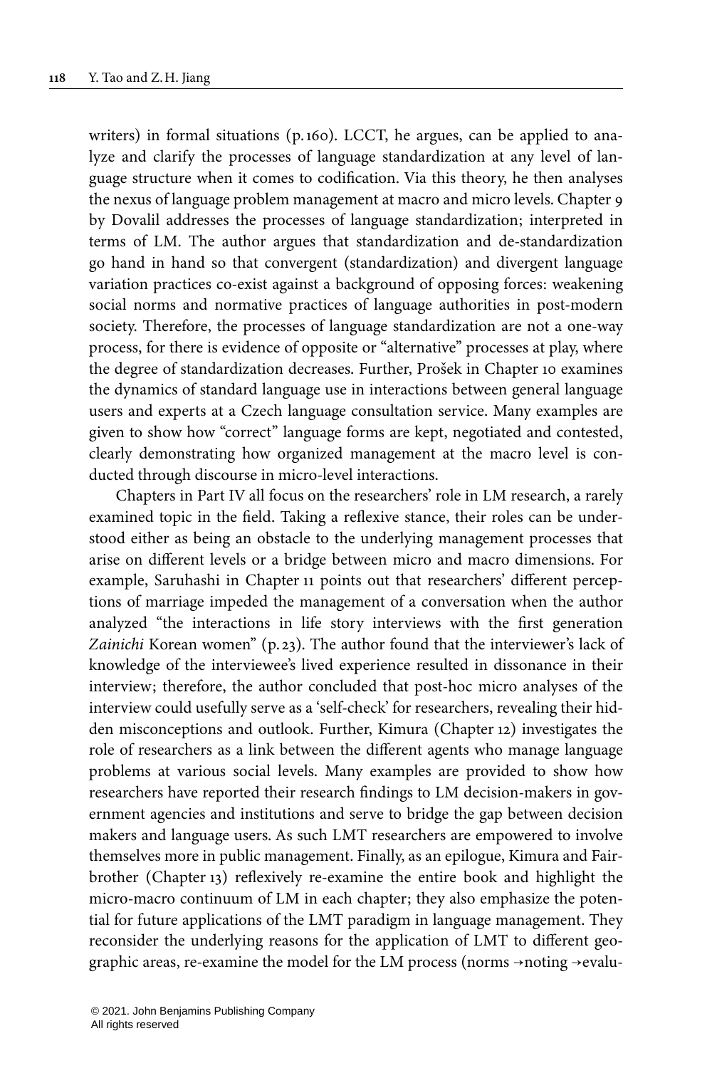writers) in formal situations (p. 160). LCCT, he argues, can be applied to analyze and clarify the processes of language standardization at any level of language structure when it comes to codification. Via this theory, he then analyses the nexus of language problem management at macro and micro levels. Chapter 9 by Dovalil addresses the processes of language standardization; interpreted in terms of LM. The author argues that standardization and de-standardization go hand in hand so that convergent (standardization) and divergent language variation practices co-exist against a background of opposing forces: weakening social norms and normative practices of language authorities in post-modern society. Therefore, the processes of language standardization are not a one-way process, for there is evidence of opposite or "alternative" processes at play, where the degree of standardization decreases. Further, Prošek in Chapter 10 examines the dynamics of standard language use in interactions between general language users and experts at a Czech language consultation service. Many examples are given to show how "correct" language forms are kept, negotiated and contested, clearly demonstrating how organized management at the macro level is conducted through discourse in micro-level interactions.

Chapters in Part IV all focus on the researchers' role in LM research, a rarely examined topic in the field. Taking a reflexive stance, their roles can be understood either as being an obstacle to the underlying management processes that arise on different levels or a bridge between micro and macro dimensions. For example, Saruhashi in Chapter 11 points out that researchers' different perceptions of marriage impeded the management of a conversation when the author analyzed "the interactions in life story interviews with the first generation *Zainichi* Korean women" (p. 23). The author found that the interviewer's lack of knowledge of the interviewee's lived experience resulted in dissonance in their interview; therefore, the author concluded that post-hoc micro analyses of the interview could usefully serve as a 'self-check' for researchers, revealing their hidden misconceptions and outlook. Further, Kimura (Chapter 12) investigates the role of researchers as a link between the different agents who manage language problems at various social levels. Many examples are provided to show how researchers have reported their research findings to LM decision-makers in government agencies and institutions and serve to bridge the gap between decision makers and language users. As such LMT researchers are empowered to involve themselves more in public management. Finally, as an epilogue, Kimura and Fairbrother (Chapter 13) reflexively re-examine the entire book and highlight the micro-macro continuum of LM in each chapter; they also emphasize the potential for future applications of the LMT paradigm in language management. They reconsider the underlying reasons for the application of LMT to different geographic areas, re-examine the model for the LM process (norms → noting → evalu-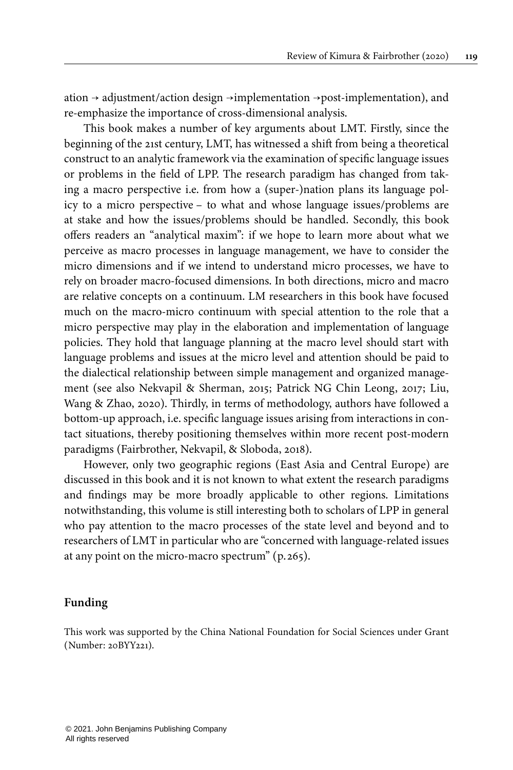ation → adjustment/action design →implementation →post-implementation), and re-emphasize the importance of cross-dimensional analysis.

This book makes a number of key arguments about LMT. Firstly, since the beginning of the 21st century, LMT, has witnessed a shift from being a theoretical construct to an analytic framework via the examination of specific language issues or problems in the field of LPP. The research paradigm has changed from taking a macro perspective i.e. from how a (super-)nation plans its language policy to a micro perspective – to what and whose language issues/problems are at stake and how the issues/problems should be handled. Secondly, this book offers readers an "analytical maxim": if we hope to learn more about what we perceive as macro processes in language management, we have to consider the micro dimensions and if we intend to understand micro processes, we have to rely on broader macro-focused dimensions. In both directions, micro and macro are relative concepts on a continuum. LM researchers in this book have focused much on the macro-micro continuum with special attention to the role that a micro perspective may play in the elaboration and implementation of language policies. They hold that language planning at the macro level should start with language problems and issues at the micro level and attention should be paid to the dialectical relationship between simple management and organized management (see also Nekvapil & Sherman, 2015; Patrick NG Chin Leong, 2017; Liu, Wang & Zhao, 2020). Thirdly, in terms of methodology, authors have followed a bottom-up approach, i.e. specific language issues arising from interactions in contact situations, thereby positioning themselves within more recent post-modern paradigms (Fairbrother, Nekvapil, & Sloboda, 2018).

However, only two geographic regions (East Asia and Central Europe) are discussed in this book and it is not known to what extent the research paradigms and findings may be more broadly applicable to other regions. Limitations notwithstanding, this volume is still interesting both to scholars of LPP in general who pay attention to the macro processes of the state level and beyond and to researchers of LMT in particular who are "concerned with language-related issues at any point on the micro-macro spectrum" (p. 265).

## Funding

This work was supported by the China National Foundation for Social Sciences under Grant (Number: 20BYY221).

© 2021. John Benjamins Publishing Company
All rights reserved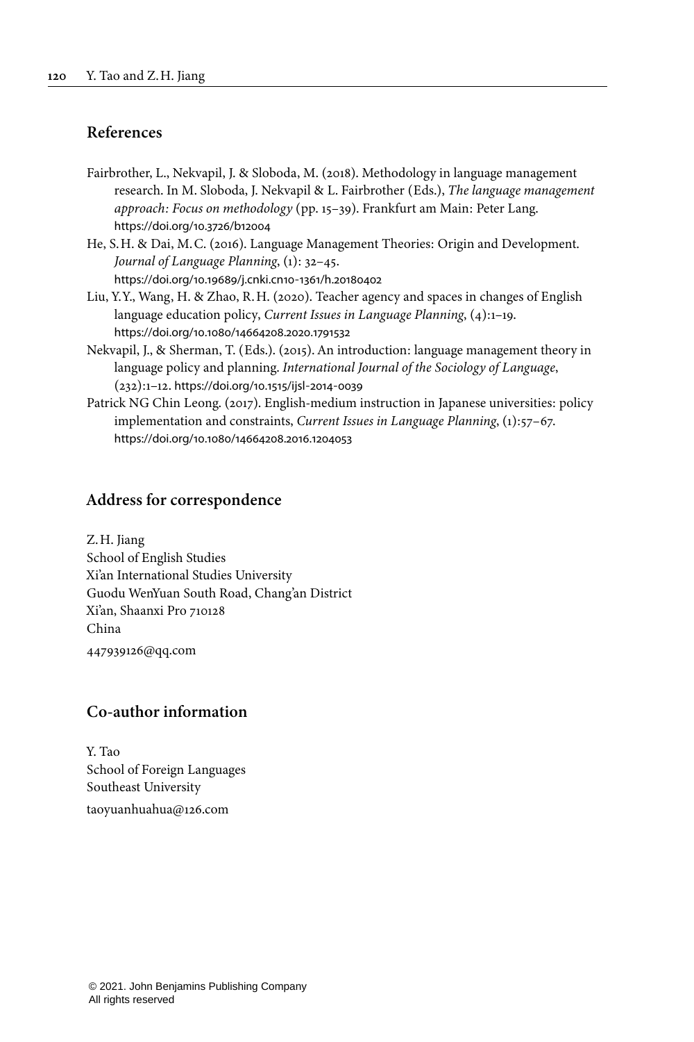## References

Fairbrother, L., Nekvapil, J. & Sloboda, M. (2018). Methodology in language management research. In M. Sloboda, J. Nekvapil & L. Fairbrother (Eds.), *The language management approach: Focus on methodology* (pp. 15–39). Frankfurt am Main: Peter Lang. https://doi.org/10.3726/b12004

He, S. H. & Dai, M. C. (2016). Language Management Theories: Origin and Development. *Journal of Language Planning*, (1): 32–45. https://doi.org/10.19689/j.cnki.cn10-1361/h.20180402

Liu, Y. Y., Wang, H. & Zhao, R. H. (2020). Teacher agency and spaces in changes of English language education policy, *Current Issues in Language Planning*, (4):1–19. https://doi.org/10.1080/14664208.2020.1791532

Nekvapil, J., & Sherman, T. (Eds.). (2015). An introduction: language management theory in language policy and planning. *International Journal of the Sociology of Language*, (232):1–12. https://doi.org/10.1515/ijsl-2014-0039

Patrick NG Chin Leong. (2017). English-medium instruction in Japanese universities: policy implementation and constraints, *Current Issues in Language Planning*, (1):57–67. https://doi.org/10.1080/14664208.2016.1204053

## Address for correspondence

Z. H. Jiang
School of English Studies
Xi'an International Studies University
Guodu WenYuan South Road, Chang'an District
Xi'an, Shaanxi Pro 710128
China
447939126@qq.com

## Co-author information

Y. Tao
School of Foreign Languages
Southeast University
taoyuanhuahua@126.com

© 2021. John Benjamins Publishing Company
All rights reserved